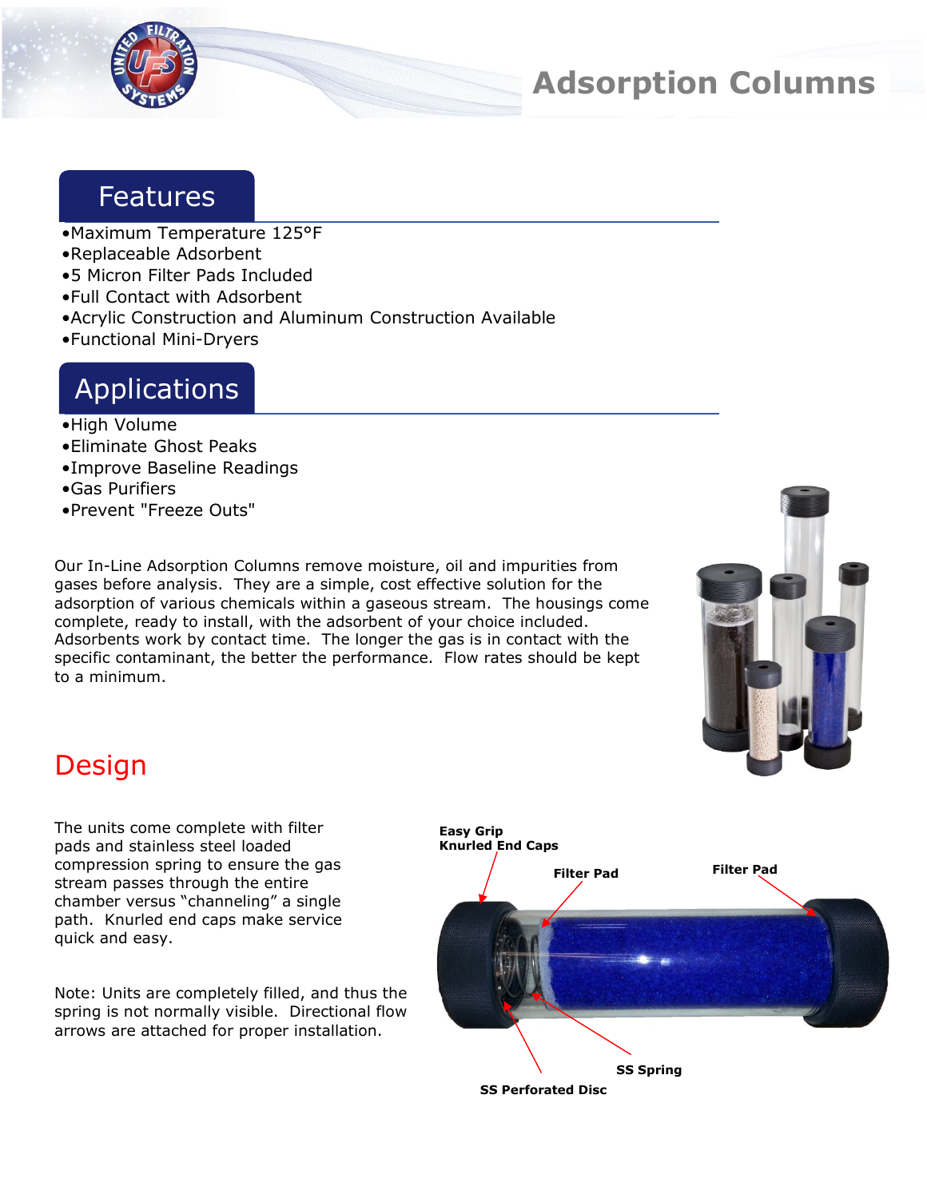# Adsorption Columns

## Features

- Maximum Temperature 125°F
- Replaceable Adsorbent
- 5 Micron Filter Pads Included
- Full Contact with Adsorbent
- Acrylic Construction and Aluminum Construction Available
- Functional Mini-Dryers

## Applications

- High Volume
- Eliminate Ghost Peaks
- Improve Baseline Readings
- Gas Purifiers
- Prevent "Freeze Outs"

Our In-Line Adsorption Columns remove moisture, oil and impurities from gases before analysis. They are a simple, cost effective solution for the adsorption of various chemicals within a gaseous stream. The housings come complete, ready to install, with the adsorbent of your choice included. Adsorbents work by contact time. The longer the gas is in contact with the specific contaminant, the better the performance. Flow rates should be kept to a minimum.

## Design

The units come complete with filter pads and stainless steel loaded compression spring to ensure the gas stream passes through the entire chamber versus "channeling" a single path. Knurled end caps make service quick and easy.

Note: Units are completely filled, and thus the spring is not normally visible. Directional flow arrows are attached for proper installation.

**Easy Grip Knurled End Caps**

**Filter Pad**

**Filter Pad**

**SS Spring**

**SS Perforated Disc**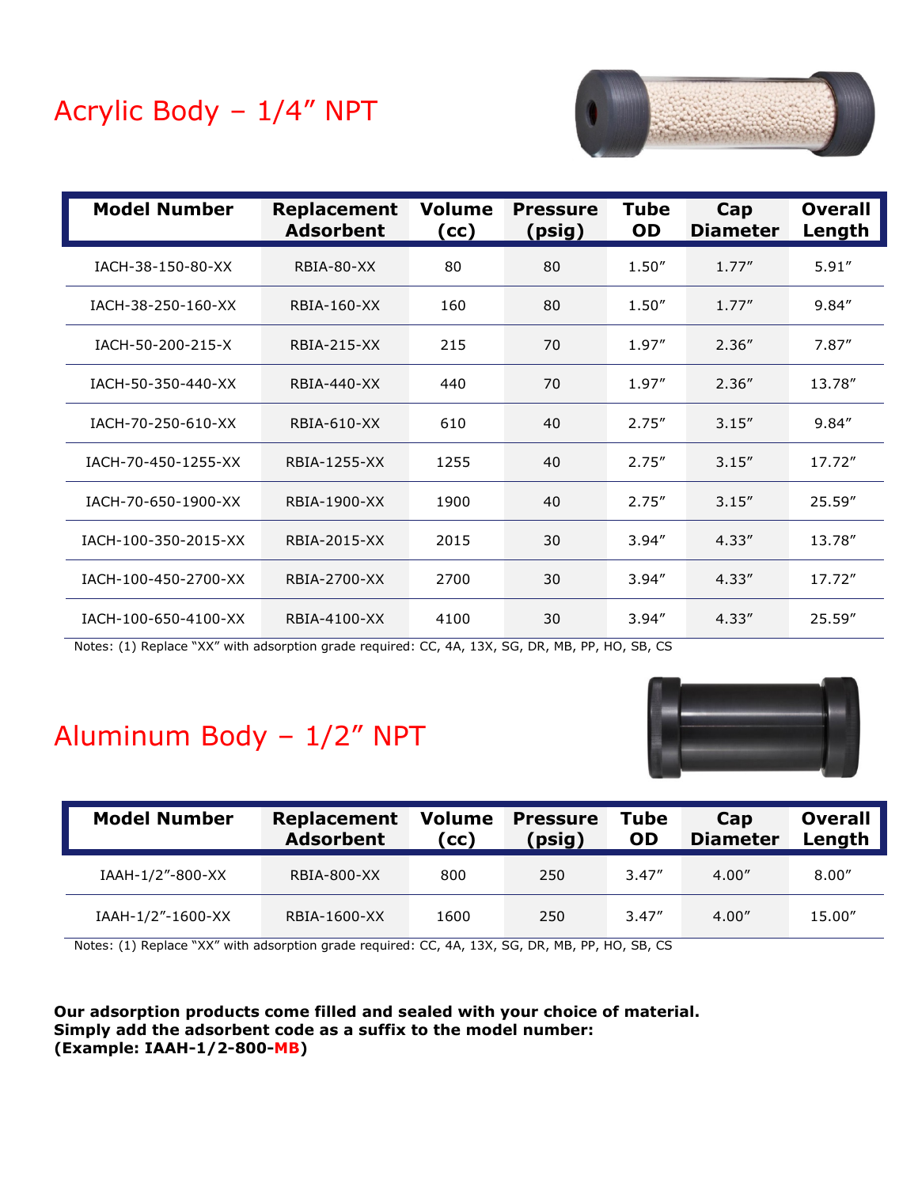## Acrylic Body – 1/4″ NPT

| Model Number | Replacement Adsorbent | Volume (cc) | Pressure (psig) | Tube OD | Cap Diameter | Overall Length |
|---|---|---|---|---|---|---|
| IACH-38-150-80-XX | RBIA-80-XX | 80 | 80 | 1.50″ | 1.77″ | 5.91″ |
| IACH-38-250-160-XX | RBIA-160-XX | 160 | 80 | 1.50″ | 1.77″ | 9.84″ |
| IACH-50-200-215-X | RBIA-215-XX | 215 | 70 | 1.97″ | 2.36″ | 7.87″ |
| IACH-50-350-440-XX | RBIA-440-XX | 440 | 70 | 1.97″ | 2.36″ | 13.78″ |
| IACH-70-250-610-XX | RBIA-610-XX | 610 | 40 | 2.75″ | 3.15″ | 9.84″ |
| IACH-70-450-1255-XX | RBIA-1255-XX | 1255 | 40 | 2.75″ | 3.15″ | 17.72″ |
| IACH-70-650-1900-XX | RBIA-1900-XX | 1900 | 40 | 2.75″ | 3.15″ | 25.59″ |
| IACH-100-350-2015-XX | RBIA-2015-XX | 2015 | 30 | 3.94″ | 4.33″ | 13.78″ |
| IACH-100-450-2700-XX | RBIA-2700-XX | 2700 | 30 | 3.94″ | 4.33″ | 17.72″ |
| IACH-100-650-4100-XX | RBIA-4100-XX | 4100 | 30 | 3.94″ | 4.33″ | 25.59″ |

Notes: (1) Replace "XX" with adsorption grade required: CC, 4A, 13X, SG, DR, MB, PP, HO, SB, CS

## Aluminum Body – 1/2″ NPT

| Model Number | Replacement Adsorbent | Volume (cc) | Pressure (psig) | Tube OD | Cap Diameter | Overall Length |
|---|---|---|---|---|---|---|
| IAAH-1/2″-800-XX | RBIA-800-XX | 800 | 250 | 3.47″ | 4.00″ | 8.00″ |
| IAAH-1/2″-1600-XX | RBIA-1600-XX | 1600 | 250 | 3.47″ | 4.00″ | 15.00″ |

Notes: (1) Replace "XX" with adsorption grade required: CC, 4A, 13X, SG, DR, MB, PP, HO, SB, CS

**Our adsorption products come filled and sealed with your choice of material.**
**Simply add the adsorbent code as a suffix to the model number:**
**(Example: IAAH-1/2-800-MB)**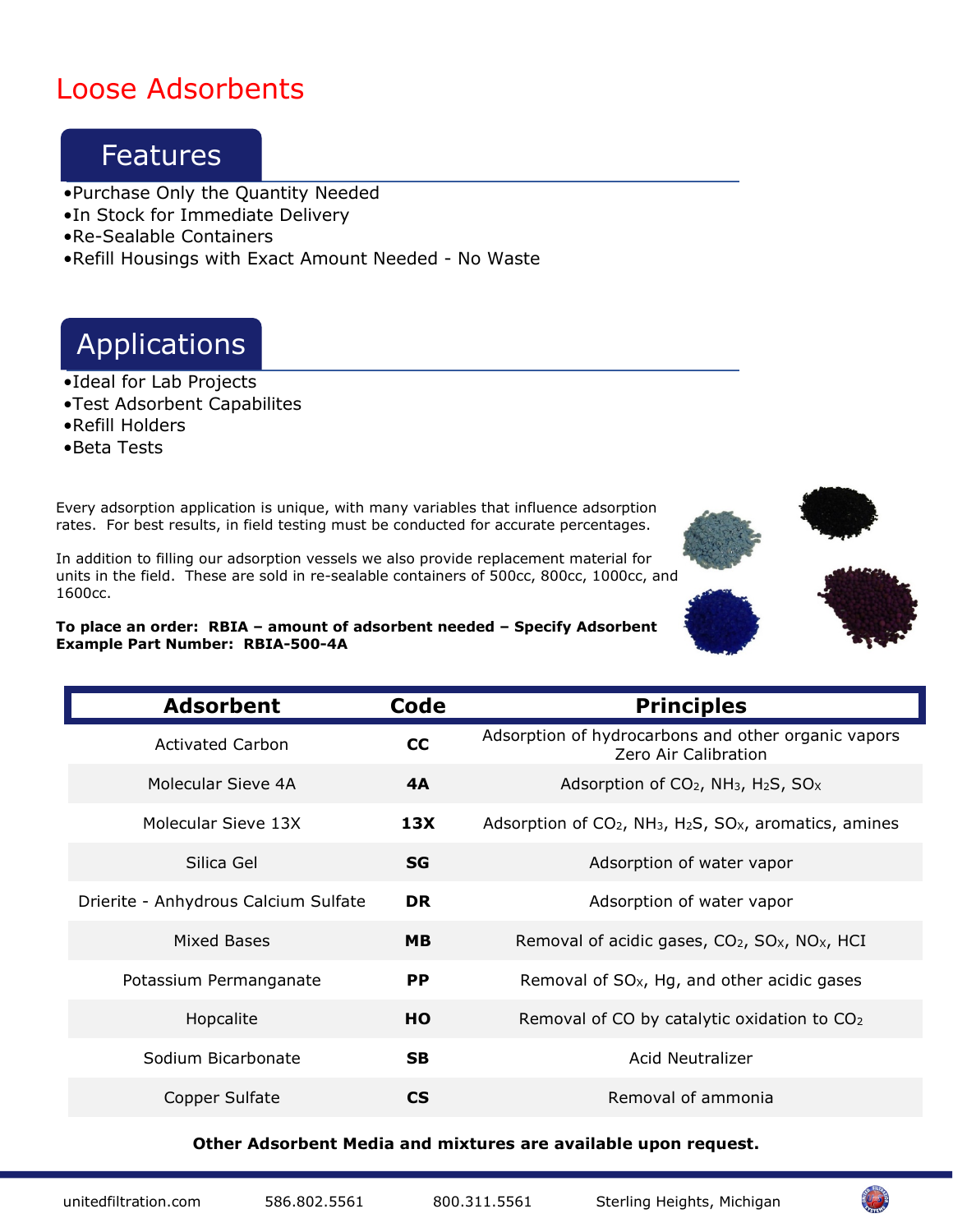# Loose Adsorbents

## Features

- Purchase Only the Quantity Needed
- In Stock for Immediate Delivery
- Re-Sealable Containers
- Refill Housings with Exact Amount Needed - No Waste

## Applications

- Ideal for Lab Projects
- Test Adsorbent Capabilites
- Refill Holders
- Beta Tests

Every adsorption application is unique, with many variables that influence adsorption rates. For best results, in field testing must be conducted for accurate percentages.

In addition to filling our adsorption vessels we also provide replacement material for units in the field. These are sold in re-sealable containers of 500cc, 800cc, 1000cc, and 1600cc.

**To place an order: RBIA – amount of adsorbent needed – Specify Adsorbent**
**Example Part Number: RBIA-500-4A**

| Adsorbent | Code | Principles |
|---|---|---|
| Activated Carbon | **CC** | Adsorption of hydrocarbons and other organic vapors Zero Air Calibration |
| Molecular Sieve 4A | **4A** | Adsorption of $CO_2$, $NH_3$, $H_2S$, $SO_X$ |
| Molecular Sieve 13X | **13X** | Adsorption of $CO_2$, $NH_3$, $H_2S$, $SO_X$, aromatics, amines |
| Silica Gel | **SG** | Adsorption of water vapor |
| Drierite - Anhydrous Calcium Sulfate | **DR** | Adsorption of water vapor |
| Mixed Bases | **MB** | Removal of acidic gases, $CO_2$, $SO_X$, $NO_X$, HCI |
| Potassium Permanganate | **PP** | Removal of $SO_X$, Hg, and other acidic gases |
| Hopcalite | **HO** | Removal of CO by catalytic oxidation to $CO_2$ |
| Sodium Bicarbonate | **SB** | Acid Neutralizer |
| Copper Sulfate | **CS** | Removal of ammonia |

**Other Adsorbent Media and mixtures are available upon request.**